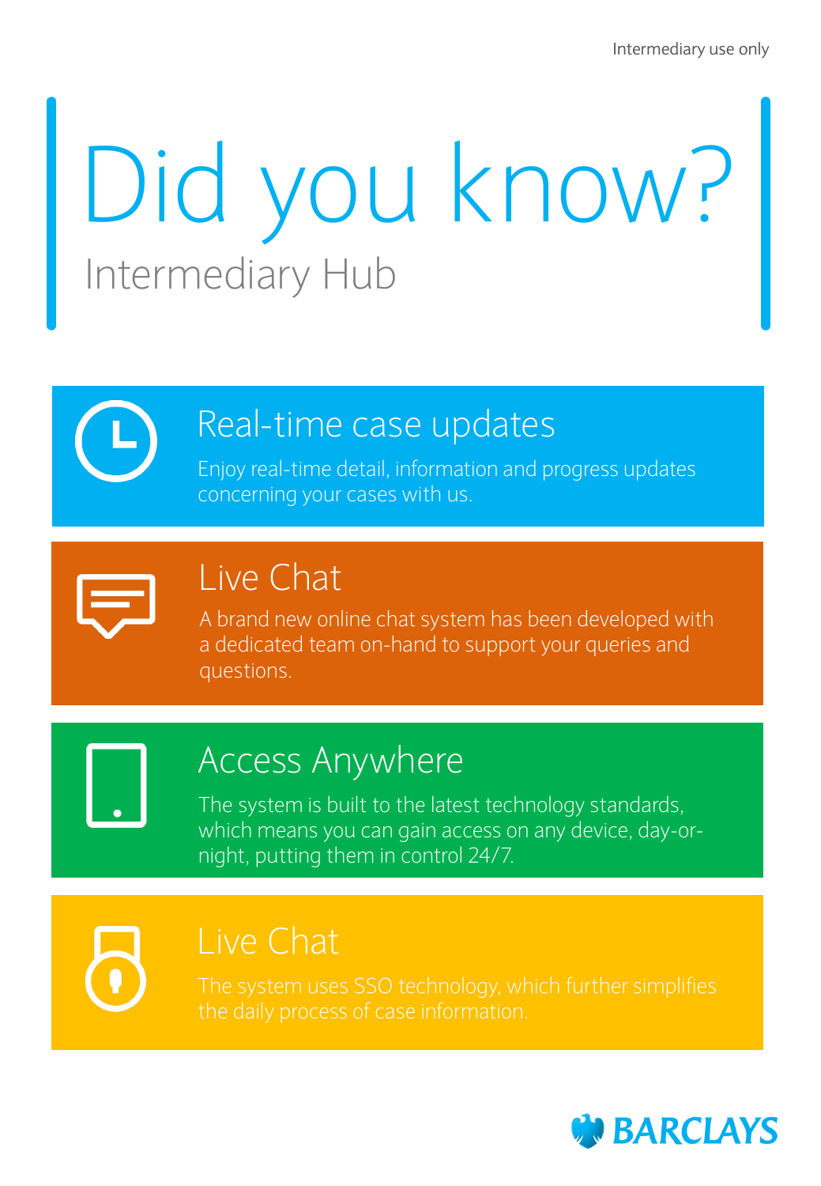Intermediary use only

# Did you know?

## Intermediary Hub

### Real-time case updates

Enjoy real-time detail, information and progress updates concerning your cases with us.

### Live Chat

A brand new online chat system has been developed with a dedicated team on-hand to support your queries and questions.

### Access Anywhere

The system is built to the latest technology standards, which means you can gain access on any device, day-or-night, putting them in control 24/7.

### Live Chat

The system uses SSO technology, which further simplifies the daily process of case information.

BARCLAYS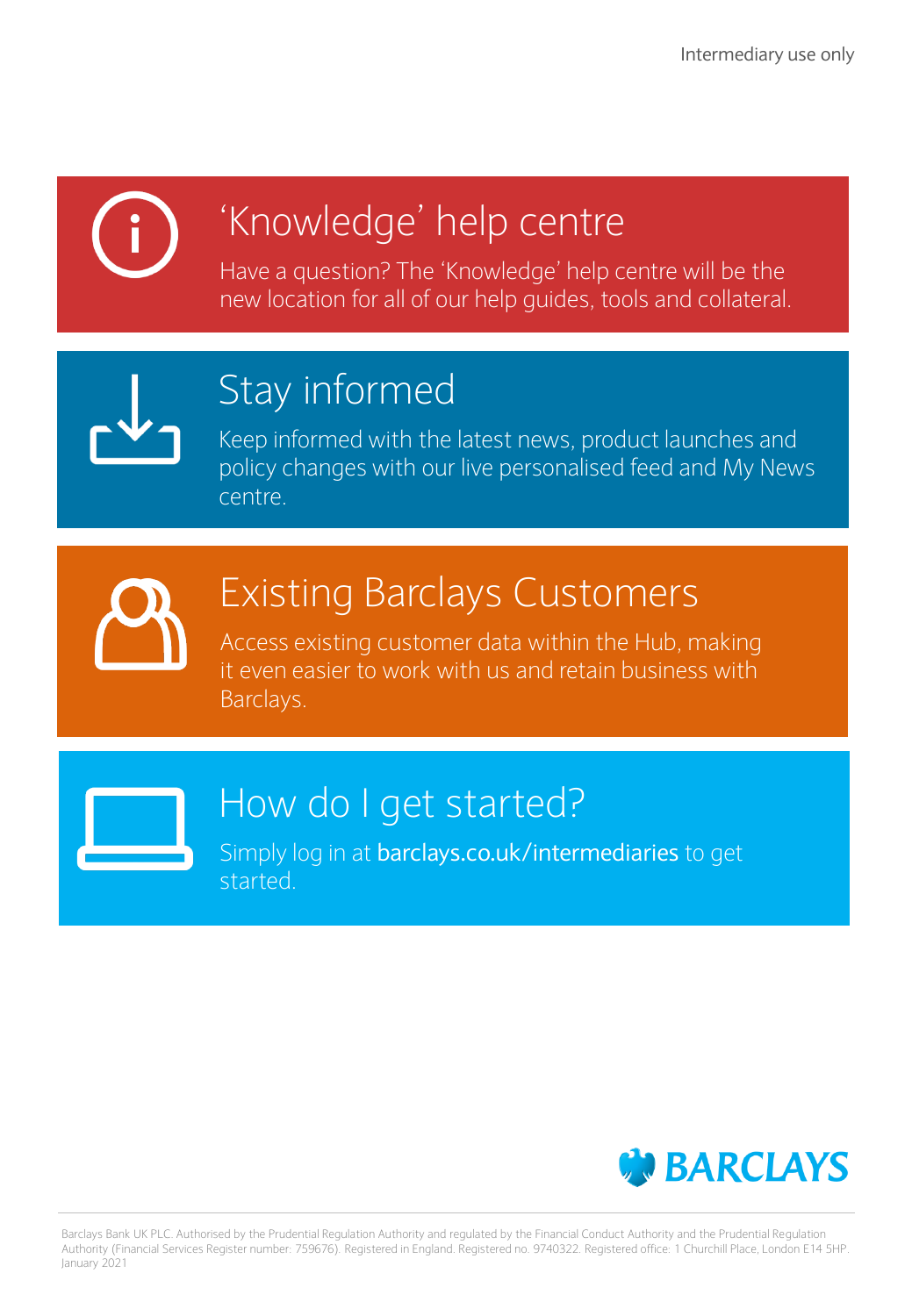Intermediary use only

## ‘Knowledge’ help centre

Have a question? The ‘Knowledge’ help centre will be the new location for all of our help guides, tools and collateral.

## Stay informed

Keep informed with the latest news, product launches and policy changes with our live personalised feed and My News centre.

## Existing Barclays Customers

Access existing customer data within the Hub, making it even easier to work with us and retain business with Barclays.

## How do I get started?

Simply log in at **barclays.co.uk/intermediaries** to get started.

BARCLAYS

Barclays Bank UK PLC. Authorised by the Prudential Regulation Authority and regulated by the Financial Conduct Authority and the Prudential Regulation Authority (Financial Services Register number: 759676). Registered in England. Registered no. 9740322. Registered office: 1 Churchill Place, London E14 5HP. January 2021